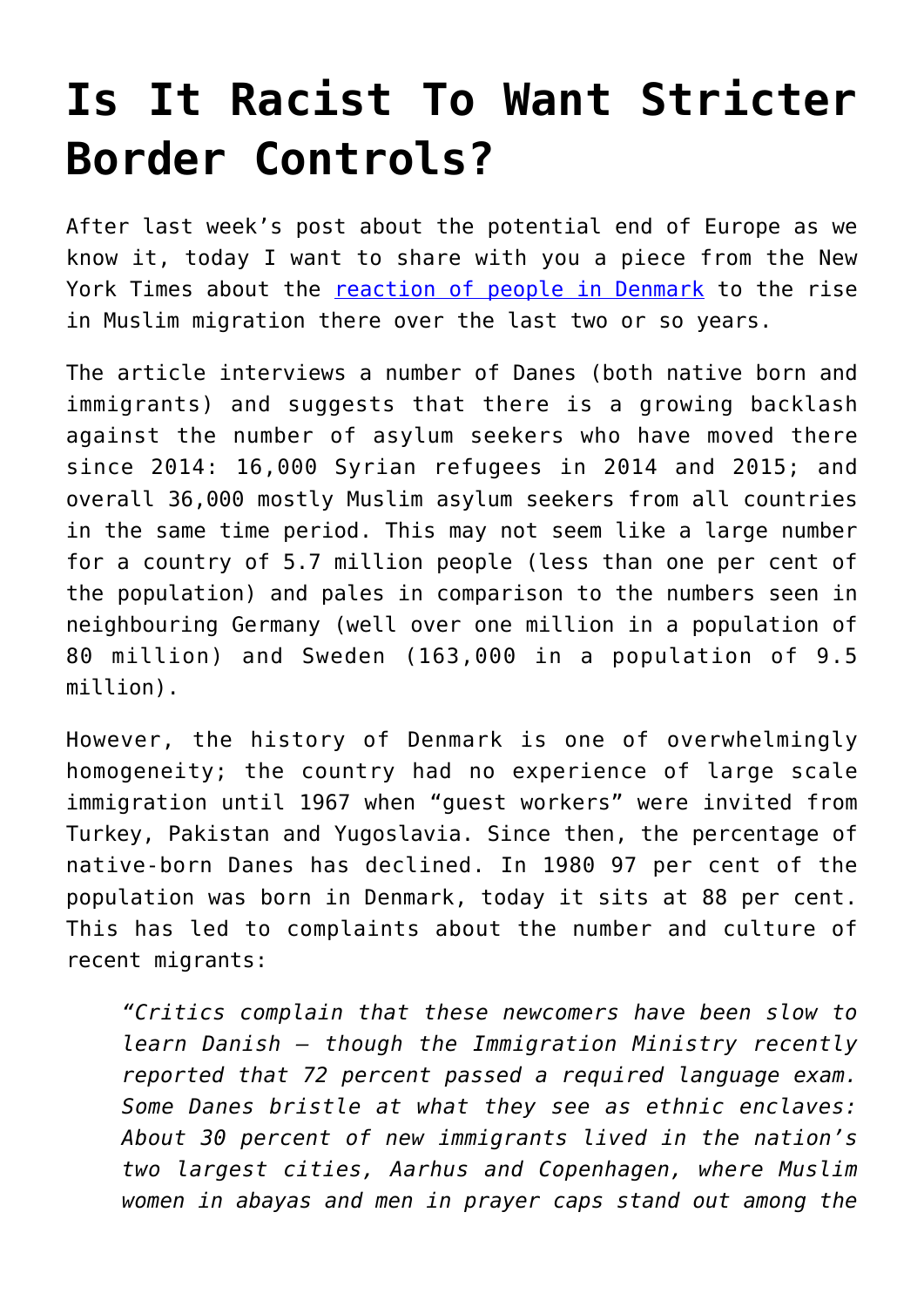# Is It Racist To Want Stricter Border Controls?

After last week's post about the potential end of Europe as we know it, today I want to share with you a piece from the New York Times about the [reaction of people in Denmark] to the rise in Muslim migration there over the last two or so years.

The article interviews a number of Danes (both native born and immigrants) and suggests that there is a growing backlash against the number of asylum seekers who have moved there since 2014: 16,000 Syrian refugees in 2014 and 2015; and overall 36,000 mostly Muslim asylum seekers from all countries in the same time period. This may not seem like a large number for a country of 5.7 million people (less than one per cent of the population) and pales in comparison to the numbers seen in neighbouring Germany (well over one million in a population of 80 million) and Sweden (163,000 in a population of 9.5 million).

However, the history of Denmark is one of overwhelmingly homogeneity; the country had no experience of large scale immigration until 1967 when "guest workers" were invited from Turkey, Pakistan and Yugoslavia. Since then, the percentage of native-born Danes has declined. In 1980 97 per cent of the population was born in Denmark, today it sits at 88 per cent. This has led to complaints about the number and culture of recent migrants:

> *"Critics complain that these newcomers have been slow to learn Danish – though the Immigration Ministry recently reported that 72 percent passed a required language exam. Some Danes bristle at what they see as ethnic enclaves: About 30 percent of new immigrants lived in the nation's two largest cities, Aarhus and Copenhagen, where Muslim women in abayas and men in prayer caps stand out among the*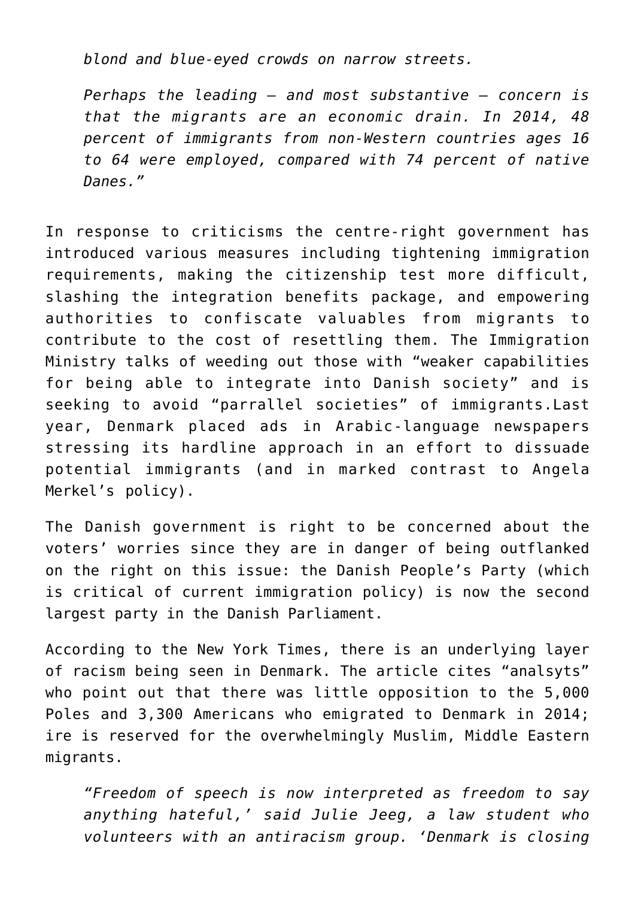> *blond and blue-eyed crowds on narrow streets.*
>
> *Perhaps the leading — and most substantive — concern is that the migrants are an economic drain. In 2014, 48 percent of immigrants from non-Western countries ages 16 to 64 were employed, compared with 74 percent of native Danes."*

In response to criticisms the centre-right government has introduced various measures including tightening immigration requirements, making the citizenship test more difficult, slashing the integration benefits package, and empowering authorities to confiscate valuables from migrants to contribute to the cost of resettling them. The Immigration Ministry talks of weeding out those with "weaker capabilities for being able to integrate into Danish society" and is seeking to avoid "parrallel societies" of immigrants.Last year, Denmark placed ads in Arabic-language newspapers stressing its hardline approach in an effort to dissuade potential immigrants (and in marked contrast to Angela Merkel's policy).

The Danish government is right to be concerned about the voters' worries since they are in danger of being outflanked on the right on this issue: the Danish People's Party (which is critical of current immigration policy) is now the second largest party in the Danish Parliament.

According to the New York Times, there is an underlying layer of racism being seen in Denmark. The article cites "analsyts" who point out that there was little opposition to the 5,000 Poles and 3,300 Americans who emigrated to Denmark in 2014; ire is reserved for the overwhelmingly Muslim, Middle Eastern migrants.

> *"Freedom of speech is now interpreted as freedom to say anything hateful,' said Julie Jeeg, a law student who volunteers with an antiracism group. 'Denmark is closing*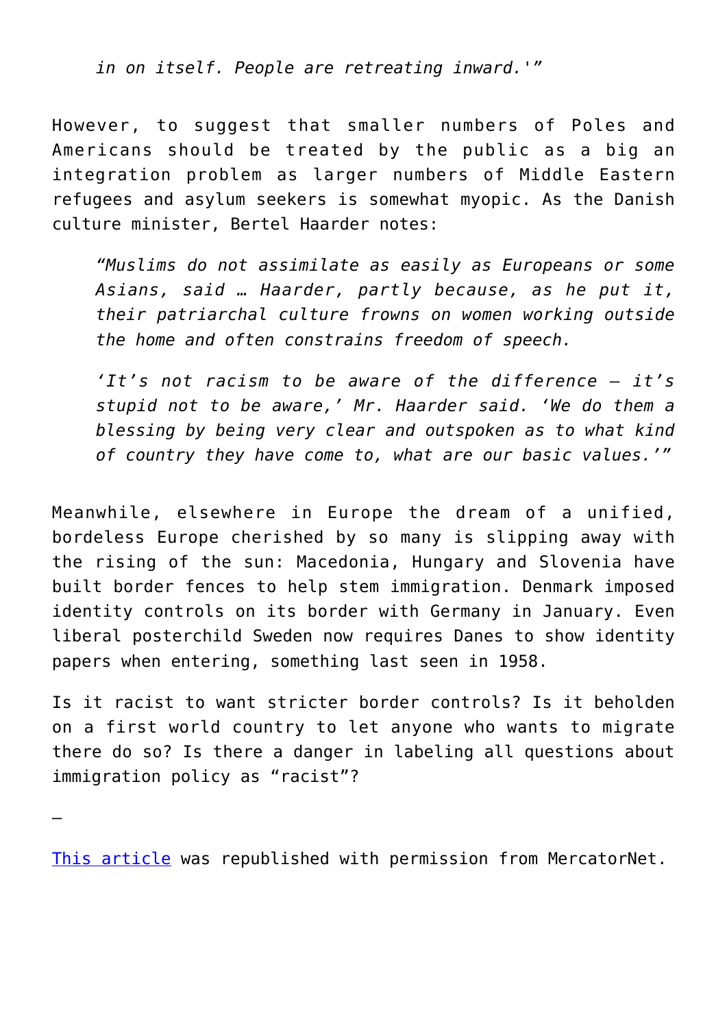> *in on itself. People are retreating inward.'"*

However, to suggest that smaller numbers of Poles and Americans should be treated by the public as a big an integration problem as larger numbers of Middle Eastern refugees and asylum seekers is somewhat myopic. As the Danish culture minister, Bertel Haarder notes:

> *"Muslims do not assimilate as easily as Europeans or some Asians, said … Haarder, partly because, as he put it, their patriarchal culture frowns on women working outside the home and often constrains freedom of speech.*
>
> *'It's not racism to be aware of the difference — it's stupid not to be aware,' Mr. Haarder said. 'We do them a blessing by being very clear and outspoken as to what kind of country they have come to, what are our basic values.'"*

Meanwhile, elsewhere in Europe the dream of a unified, bordeless Europe cherished by so many is slipping away with the rising of the sun: Macedonia, Hungary and Slovenia have built border fences to help stem immigration. Denmark imposed identity controls on its border with Germany in January. Even liberal posterchild Sweden now requires Danes to show identity papers when entering, something last seen in 1958.

Is it racist to want stricter border controls? Is it beholden on a first world country to let anyone who wants to migrate there do so? Is there a danger in labeling all questions about immigration policy as "racist"?

—

This article was republished with permission from MercatorNet.